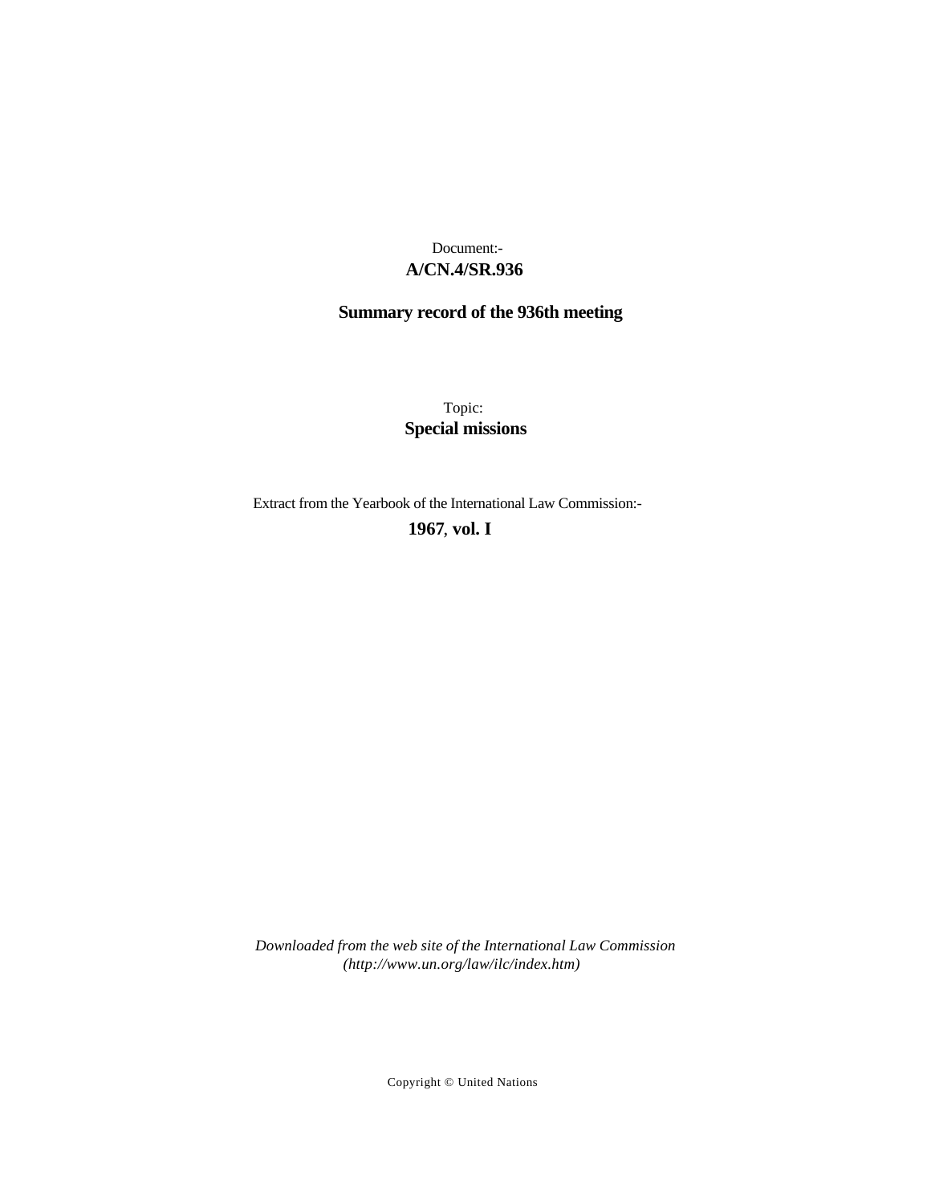Document:-

**A/CN.4/SR.936**

**Summary record of the 936th meeting**

Topic:

**Special missions**

Extract from the Yearbook of the International Law Commission:-

**1967, vol. I**

*Downloaded from the web site of the International Law Commission (http://www.un.org/law/ilc/index.htm)*

Copyright © United Nations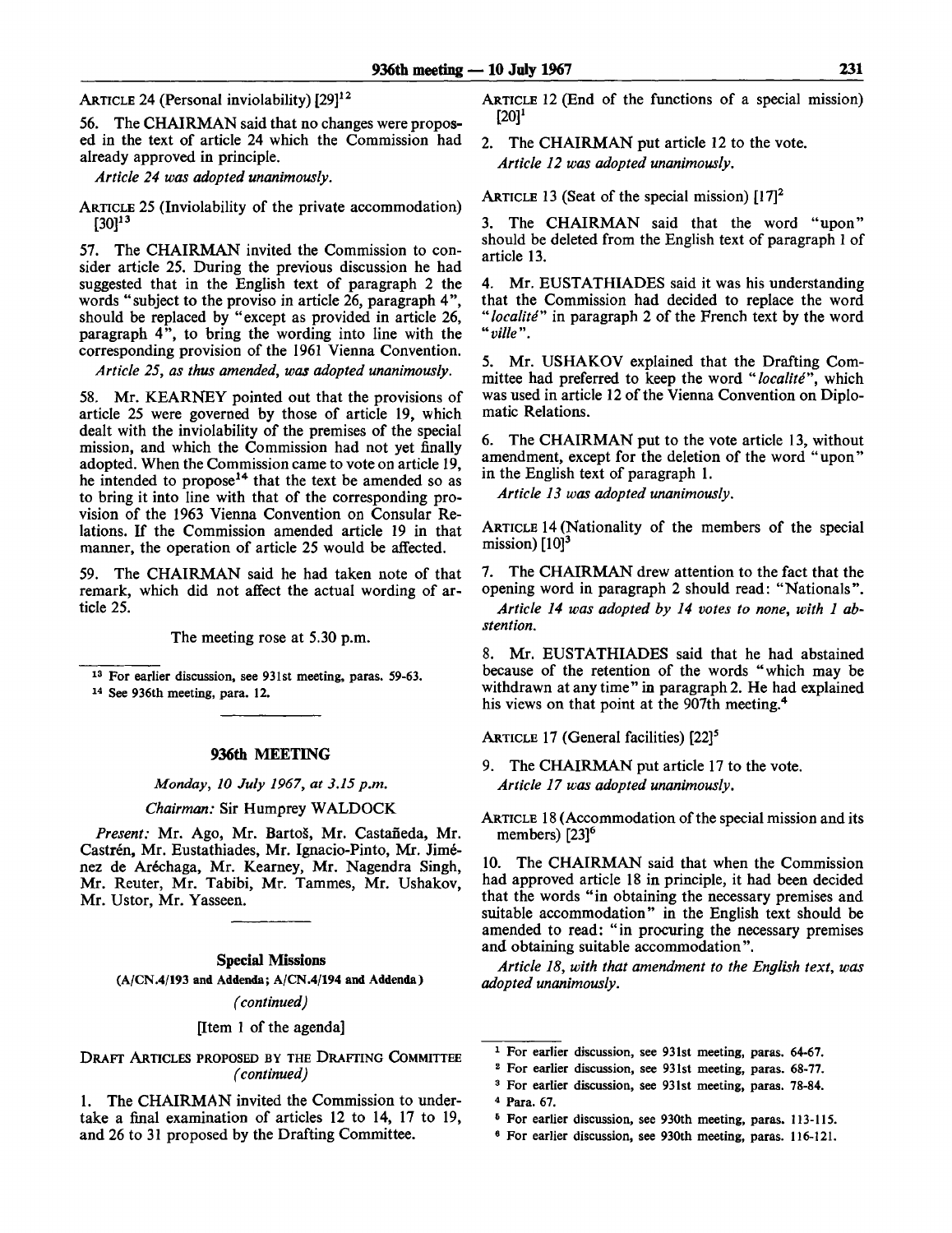ARTICLE 24 (Personal inviolability) [29][12]

56. The CHAIRMAN said that no changes were proposed in the text of article 24 which the Commission had already approved in principle.

*Article 24 was adopted unanimously.*

ARTICLE 25 (Inviolability of the private accommodation) [30][13]

57. The CHAIRMAN invited the Commission to consider article 25. During the previous discussion he had suggested that in the English text of paragraph 2 the words "subject to the proviso in article 26, paragraph 4", should be replaced by "except as provided in article 26, paragraph 4", to bring the wording into line with the corresponding provision of the 1961 Vienna Convention.

*Article 25, as thus amended, was adopted unanimously.*

58. Mr. KEARNEY pointed out that the provisions of article 25 were governed by those of article 19, which dealt with the inviolability of the premises of the special mission, and which the Commission had not yet finally adopted. When the Commission came to vote on article 19, he intended to propose[14] that the text be amended so as to bring it into line with that of the corresponding provision of the 1963 Vienna Convention on Consular Relations. If the Commission amended article 19 in that manner, the operation of article 25 would be affected.

59. The CHAIRMAN said he had taken note of that remark, which did not affect the actual wording of article 25.

The meeting rose at 5.30 p.m.

[13] For earlier discussion, see 931st meeting, paras. 59-63.

[14] See 936th meeting, para. 12.

## 936th MEETING

*Monday, 10 July 1967, at 3.15 p.m.*

*Chairman:* Sir Humprey WALDOCK

*Present:* Mr. Ago, Mr. Bartoš, Mr. Castañeda, Mr. Castrén, Mr. Eustathiades, Mr. Ignacio-Pinto, Mr. Jiménez de Aréchaga, Mr. Kearney, Mr. Nagendra Singh, Mr. Reuter, Mr. Tabibi, Mr. Tammes, Mr. Ushakov, Mr. Ustor, Mr. Yasseen.

### Special Missions

**(A/CN.4/193 and Addenda; A/CN.4/194 and Addenda)**

*(continued)*

[Item 1 of the agenda]

DRAFT ARTICLES PROPOSED BY THE DRAFTING COMMITTEE *(continued)*

1. The CHAIRMAN invited the Commission to undertake a final examination of articles 12 to 14, 17 to 19, and 26 to 31 proposed by the Drafting Committee.

ARTICLE 12 (End of the functions of a special mission) [20][1]

2. The CHAIRMAN put article 12 to the vote.

*Article 12 was adopted unanimously.*

ARTICLE 13 (Seat of the special mission) [17][2]

3. The CHAIRMAN said that the word "upon" should be deleted from the English text of paragraph 1 of article 13.

4. Mr. EUSTATHIADES said it was his understanding that the Commission had decided to replace the word "*localité*" in paragraph 2 of the French text by the word "*ville*".

5. Mr. USHAKOV explained that the Drafting Committee had preferred to keep the word "*localité*", which was used in article 12 of the Vienna Convention on Diplomatic Relations.

6. The CHAIRMAN put to the vote article 13, without amendment, except for the deletion of the word "upon" in the English text of paragraph 1.

*Article 13 was adopted unanimously.*

ARTICLE 14 (Nationality of the members of the special mission) [10][3]

7. The CHAIRMAN drew attention to the fact that the opening word in paragraph 2 should read: "Nationals".

*Article 14 was adopted by 14 votes to none, with 1 abstention.*

8. Mr. EUSTATHIADES said that he had abstained because of the retention of the words "which may be withdrawn at any time" in paragraph 2. He had explained his views on that point at the 907th meeting.[4]

ARTICLE 17 (General facilities) [22][5]

9. The CHAIRMAN put article 17 to the vote.

*Article 17 was adopted unanimously.*

ARTICLE 18 (Accommodation of the special mission and its members) [23][6]

10. The CHAIRMAN said that when the Commission had approved article 18 in principle, it had been decided that the words "in obtaining the necessary premises and suitable accommodation" in the English text should be amended to read: "in procuring the necessary premises and obtaining suitable accommodation".

*Article 18, with that amendment to the English text, was adopted unanimously.*

[1] For earlier discussion, see 931st meeting, paras. 64-67.

[2] For earlier discussion, see 931st meeting, paras. 68-77.

[3] For earlier discussion, see 931st meeting, paras. 78-84.

[4] Para. 67.

[5] For earlier discussion, see 930th meeting, paras. 113-115.

[6] For earlier discussion, see 930th meeting, paras. 116-121.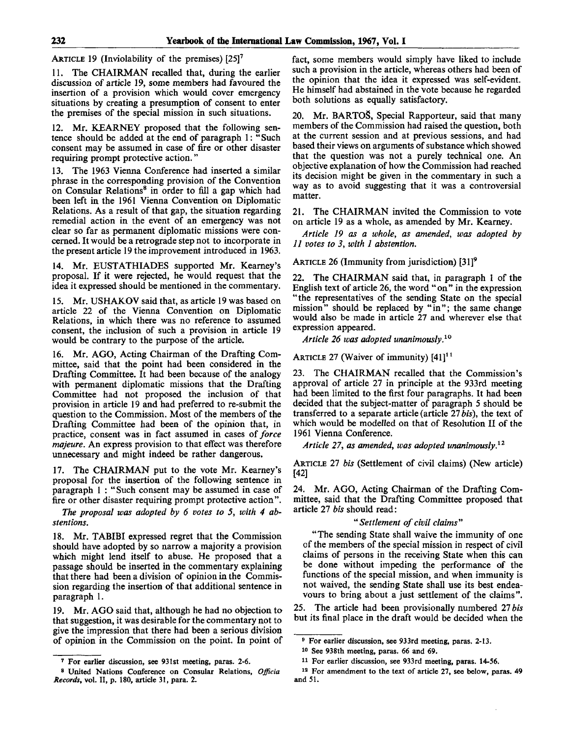ARTICLE 19 (Inviolability of the premises) [25][7]

11. The CHAIRMAN recalled that, during the earlier discussion of article 19, some members had favoured the insertion of a provision which would cover emergency situations by creating a presumption of consent to enter the premises of the special mission in such situations.

12. Mr. KEARNEY proposed that the following sentence should be added at the end of paragraph 1: "Such consent may be assumed in case of fire or other disaster requiring prompt protective action."

13. The 1963 Vienna Conference had inserted a similar phrase in the corresponding provision of the Convention on Consular Relations[8] in order to fill a gap which had been left in the 1961 Vienna Convention on Diplomatic Relations. As a result of that gap, the situation regarding remedial action in the event of an emergency was not clear so far as permanent diplomatic missions were concerned. It would be a retrograde step not to incorporate in the present article 19 the improvement introduced in 1963.

14. Mr. EUSTATHIADES supported Mr. Kearney's proposal. If it were rejected, he would request that the idea it expressed should be mentioned in the commentary.

15. Mr. USHAKOV said that, as article 19 was based on article 22 of the Vienna Convention on Diplomatic Relations, in which there was no reference to assumed consent, the inclusion of such a provision in article 19 would be contrary to the purpose of the article.

16. Mr. AGO, Acting Chairman of the Drafting Committee, said that the point had been considered in the Drafting Committee. It had been because of the analogy with permanent diplomatic missions that the Drafting Committee had not proposed the inclusion of that provision in article 19 and had preferred to re-submit the question to the Commission. Most of the members of the Drafting Committee had been of the opinion that, in practice, consent was in fact assumed in cases of *force majeure*. An express provision to that effect was therefore unnecessary and might indeed be rather dangerous.

17. The CHAIRMAN put to the vote Mr. Kearney's proposal for the insertion of the following sentence in paragraph 1 : "Such consent may be assumed in case of fire or other disaster requiring prompt protective action".

*The proposal was adopted by 6 votes to 5, with 4 abstentions.*

18. Mr. TABIBI expressed regret that the Commission should have adopted by so narrow a majority a provision which might lend itself to abuse. He proposed that a passage should be inserted in the commentary explaining that there had been a division of opinion in the Commission regarding the insertion of that additional sentence in paragraph 1.

19. Mr. AGO said that, although he had no objection to that suggestion, it was desirable for the commentary not to give the impression that there had been a serious division of opinion in the Commission on the point. In point of fact, some members would simply have liked to include such a provision in the article, whereas others had been of the opinion that the idea it expressed was self-evident. He himself had abstained in the vote because he regarded both solutions as equally satisfactory.

20. Mr. BARTOŠ, Special Rapporteur, said that many members of the Commission had raised the question, both at the current session and at previous sessions, and had based their views on arguments of substance which showed that the question was not a purely technical one. An objective explanation of how the Commission had reached its decision might be given in the commentary in such a way as to avoid suggesting that it was a controversial matter.

21. The CHAIRMAN invited the Commission to vote on article 19 as a whole, as amended by Mr. Kearney.

*Article 19 as a whole, as amended, was adopted by 11 votes to 3, with 1 abstention.*

ARTICLE 26 (Immunity from jurisdiction) [31][9]

22. The CHAIRMAN said that, in paragraph 1 of the English text of article 26, the word "on" in the expression "the representatives of the sending State on the special mission" should be replaced by "in"; the same change would also be made in article 27 and wherever else that expression appeared.

*Article 26 was adopted unanimously.*[10]

ARTICLE 27 (Waiver of immunity) [41][11]

23. The CHAIRMAN recalled that the Commission's approval of article 27 in principle at the 933rd meeting had been limited to the first four paragraphs. It had been decided that the subject-matter of paragraph 5 should be transferred to a separate article (article 27 *bis*), the text of which would be modelled on that of Resolution II of the 1961 Vienna Conference.

*Article 27, as amended, was adopted unanimously.*[12]

ARTICLE 27 *bis* (Settlement of civil claims) (New article) [42]

24. Mr. AGO, Acting Chairman of the Drafting Committee, said that the Drafting Committee proposed that article 27 *bis* should read:

"*Settlement of civil claims*"

"The sending State shall waive the immunity of one of the members of the special mission in respect of civil claims of persons in the receiving State when this can be done without impeding the performance of the functions of the special mission, and when immunity is not waived, the sending State shall use its best endeavours to bring about a just settlement of the claims".

25. The article had been provisionally numbered 27 *bis* but its final place in the draft would be decided when the

---

[7] For earlier discussion, see 931st meeting, paras. 2-6.

[8] United Nations Conference on Consular Relations, *Officia Records*, vol. II, p. 180, article 31, para. 2.

[9] For earlier discussion, see 933rd meeting, paras. 2-13.

[10] See 938th meeting, paras. 66 and 69.

[11] For earlier discussion, see 933rd meeting, paras. 14-56.

[12] For amendment to the text of article 27, see below, paras. 49 and 51.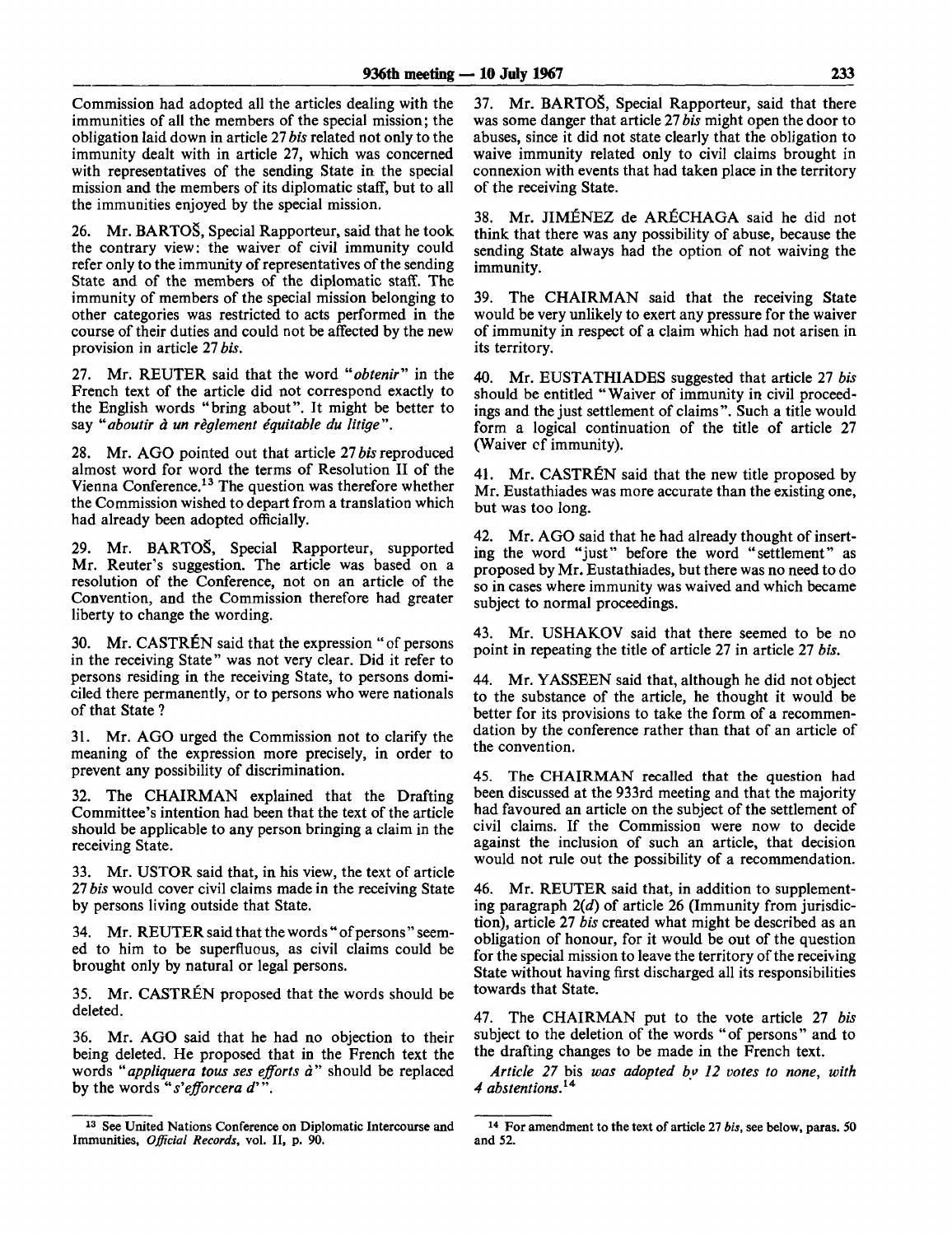Commission had adopted all the articles dealing with the immunities of all the members of the special mission; the obligation laid down in article 27 *bis* related not only to the immunity dealt with in article 27, which was concerned with representatives of the sending State in the special mission and the members of its diplomatic staff, but to all the immunities enjoyed by the special mission.

26. Mr. BARTOŠ, Special Rapporteur, said that he took the contrary view: the waiver of civil immunity could refer only to the immunity of representatives of the sending State and of the members of the diplomatic staff. The immunity of members of the special mission belonging to other categories was restricted to acts performed in the course of their duties and could not be affected by the new provision in article 27 *bis*.

27. Mr. REUTER said that the word "*obtenir*" in the French text of the article did not correspond exactly to the English words "bring about". It might be better to say "*aboutir à un règlement équitable du litige*".

28. Mr. AGO pointed out that article 27 *bis* reproduced almost word for word the terms of Resolution II of the Vienna Conference.[13] The question was therefore whether the Commission wished to depart from a translation which had already been adopted officially.

29. Mr. BARTOŠ, Special Rapporteur, supported Mr. Reuter's suggestion. The article was based on a resolution of the Conference, not on an article of the Convention, and the Commission therefore had greater liberty to change the wording.

30. Mr. CASTRÉN said that the expression "of persons in the receiving State" was not very clear. Did it refer to persons residing in the receiving State, to persons domiciled there permanently, or to persons who were nationals of that State?

31. Mr. AGO urged the Commission not to clarify the meaning of the expression more precisely, in order to prevent any possibility of discrimination.

32. The CHAIRMAN explained that the Drafting Committee's intention had been that the text of the article should be applicable to any person bringing a claim in the receiving State.

33. Mr. USTOR said that, in his view, the text of article 27 *bis* would cover civil claims made in the receiving State by persons living outside that State.

34. Mr. REUTER said that the words "of persons" seemed to him to be superfluous, as civil claims could be brought only by natural or legal persons.

35. Mr. CASTRÉN proposed that the words should be deleted.

36. Mr. AGO said that he had no objection to their being deleted. He proposed that in the French text the words "*appliquera tous ses efforts à*" should be replaced by the words "*s'efforcera d'*".

37. Mr. BARTOŠ, Special Rapporteur, said that there was some danger that article 27 *bis* might open the door to abuses, since it did not state clearly that the obligation to waive immunity related only to civil claims brought in connexion with events that had taken place in the territory of the receiving State.

38. Mr. JIMÉNEZ de ARÉCHAGA said he did not think that there was any possibility of abuse, because the sending State always had the option of not waiving the immunity.

39. The CHAIRMAN said that the receiving State would be very unlikely to exert any pressure for the waiver of immunity in respect of a claim which had not arisen in its territory.

40. Mr. EUSTATHIADES suggested that article 27 *bis* should be entitled "Waiver of immunity in civil proceedings and the just settlement of claims". Such a title would form a logical continuation of the title of article 27 (Waiver of immunity).

41. Mr. CASTRÉN said that the new title proposed by Mr. Eustathiades was more accurate than the existing one, but was too long.

42. Mr. AGO said that he had already thought of inserting the word "just" before the word "settlement" as proposed by Mr. Eustathiades, but there was no need to do so in cases where immunity was waived and which became subject to normal proceedings.

43. Mr. USHAKOV said that there seemed to be no point in repeating the title of article 27 in article 27 *bis*.

44. Mr. YASSEEN said that, although he did not object to the substance of the article, he thought it would be better for its provisions to take the form of a recommendation by the conference rather than that of an article of the convention.

45. The CHAIRMAN recalled that the question had been discussed at the 933rd meeting and that the majority had favoured an article on the subject of the settlement of civil claims. If the Commission were now to decide against the inclusion of such an article, that decision would not rule out the possibility of a recommendation.

46. Mr. REUTER said that, in addition to supplementing paragraph 2(*d*) of article 26 (Immunity from jurisdiction), article 27 *bis* created what might be described as an obligation of honour, for it would be out of the question for the special mission to leave the territory of the receiving State without having first discharged all its responsibilities towards that State.

47. The CHAIRMAN put to the vote article 27 *bis* subject to the deletion of the words "of persons" and to the drafting changes to be made in the French text.

*Article 27* bis *was adopted by 12 votes to none, with 4 abstentions.*[14]

---

[13] See United Nations Conference on Diplomatic Intercourse and Immunities, *Official Records*, vol. II, p. 90.

[14] For amendment to the text of article 27 *bis*, see below, paras. 50 and 52.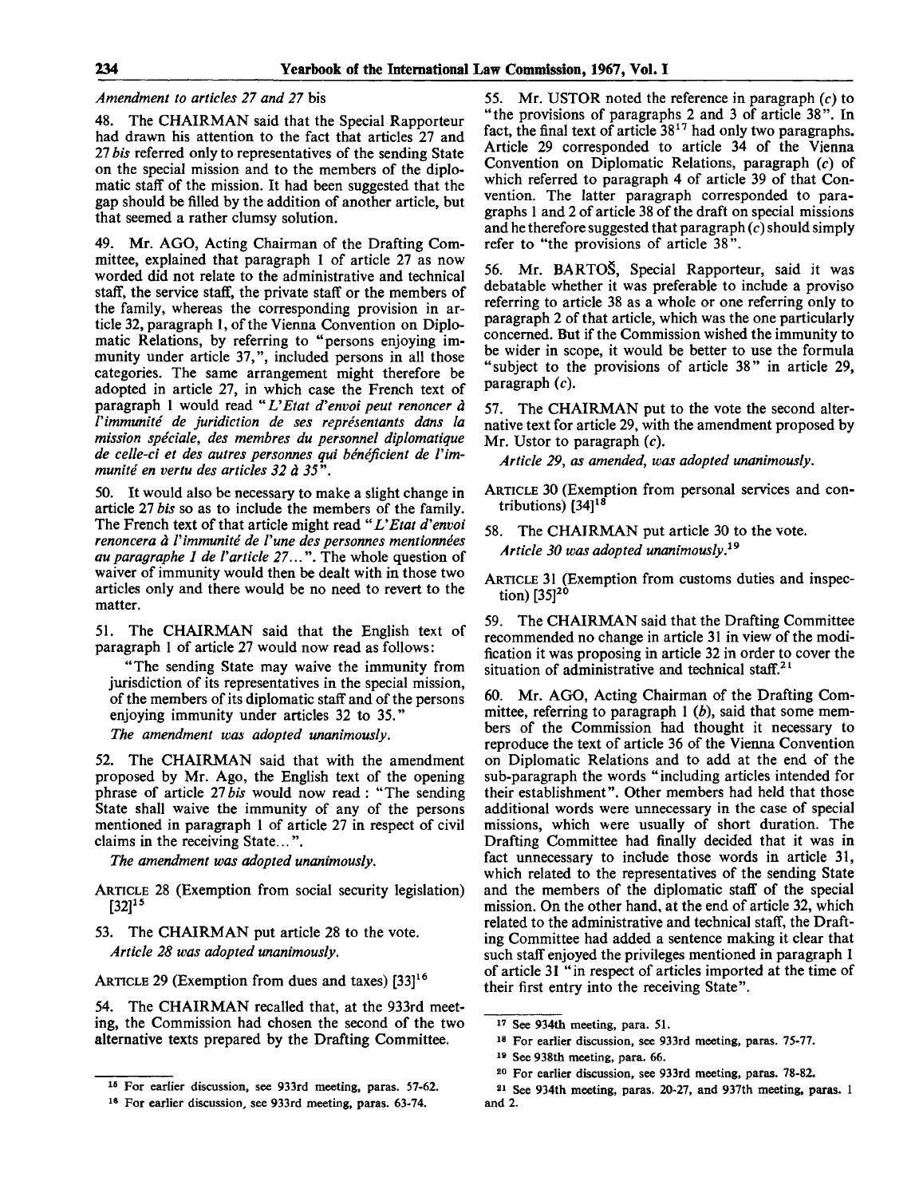*Amendment to articles 27 and 27* bis

48. The CHAIRMAN said that the Special Rapporteur had drawn his attention to the fact that articles 27 and 27 *bis* referred only to representatives of the sending State on the special mission and to the members of the diplomatic staff of the mission. It had been suggested that the gap should be filled by the addition of another article, but that seemed a rather clumsy solution.

49. Mr. AGO, Acting Chairman of the Drafting Committee, explained that paragraph 1 of article 27 as now worded did not relate to the administrative and technical staff, the service staff, the private staff or the members of the family, whereas the corresponding provision in article 32, paragraph 1, of the Vienna Convention on Diplomatic Relations, by referring to "persons enjoying immunity under article 37,", included persons in all those categories. The same arrangement might therefore be adopted in article 27, in which case the French text of paragraph 1 would read "*L'Etat d'envoi peut renoncer à l'immunité de juridiction de ses représentants dans la mission spéciale, des membres du personnel diplomatique de celle-ci et des autres personnes qui bénéficient de l'immunité en vertu des articles 32 à 35*".

50. It would also be necessary to make a slight change in article 27 *bis* so as to include the members of the family. The French text of that article might read "*L'Etat d'envoi renoncera à l'immunité de l'une des personnes mentionnées au paragraphe 1 de l'article 27...*". The whole question of waiver of immunity would then be dealt with in those two articles only and there would be no need to revert to the matter.

51. The CHAIRMAN said that the English text of paragraph 1 of article 27 would now read as follows:

> "The sending State may waive the immunity from jurisdiction of its representatives in the special mission, of the members of its diplomatic staff and of the persons enjoying immunity under articles 32 to 35."

*The amendment was adopted unanimously.*

52. The CHAIRMAN said that with the amendment proposed by Mr. Ago, the English text of the opening phrase of article 27 *bis* would now read: "The sending State shall waive the immunity of any of the persons mentioned in paragraph 1 of article 27 in respect of civil claims in the receiving State...".

*The amendment was adopted unanimously.*

ARTICLE 28 (Exemption from social security legislation) [32][15]

53. The CHAIRMAN put article 28 to the vote.

*Article 28 was adopted unanimously.*

ARTICLE 29 (Exemption from dues and taxes) [33][16]

54. The CHAIRMAN recalled that, at the 933rd meeting, the Commission had chosen the second of the two alternative texts prepared by the Drafting Committee.

55. Mr. USTOR noted the reference in paragraph (*c*) to "the provisions of paragraphs 2 and 3 of article 38". In fact, the final text of article 38[17] had only two paragraphs. Article 29 corresponded to article 34 of the Vienna Convention on Diplomatic Relations, paragraph (*c*) of which referred to paragraph 4 of article 39 of that Convention. The latter paragraph corresponded to paragraphs 1 and 2 of article 38 of the draft on special missions and he therefore suggested that paragraph (*c*) should simply refer to "the provisions of article 38".

56. Mr. BARTOŠ, Special Rapporteur, said it was debatable whether it was preferable to include a proviso referring to article 38 as a whole or one referring only to paragraph 2 of that article, which was the one particularly concerned. But if the Commission wished the immunity to be wider in scope, it would be better to use the formula "subject to the provisions of article 38" in article 29, paragraph (*c*).

57. The CHAIRMAN put to the vote the second alternative text for article 29, with the amendment proposed by Mr. Ustor to paragraph (*c*).

*Article 29, as amended, was adopted unanimously.*

ARTICLE 30 (Exemption from personal services and contributions) [34][18]

58. The CHAIRMAN put article 30 to the vote.

*Article 30 was adopted unanimously.*[19]

ARTICLE 31 (Exemption from customs duties and inspection) [35][20]

59. The CHAIRMAN said that the Drafting Committee recommended no change in article 31 in view of the modification it was proposing in article 32 in order to cover the situation of administrative and technical staff.[21]

60. Mr. AGO, Acting Chairman of the Drafting Committee, referring to paragraph 1 (*b*), said that some members of the Commission had thought it necessary to reproduce the text of article 36 of the Vienna Convention on Diplomatic Relations and to add at the end of the sub-paragraph the words "including articles intended for their establishment". Other members had held that those additional words were unnecessary in the case of special missions, which were usually of short duration. The Drafting Committee had finally decided that it was in fact unnecessary to include those words in article 31, which related to the representatives of the sending State and the members of the diplomatic staff of the special mission. On the other hand, at the end of article 32, which related to the administrative and technical staff, the Drafting Committee had added a sentence making it clear that such staff enjoyed the privileges mentioned in paragraph 1 of article 31 "in respect of articles imported at the time of their first entry into the receiving State".

---

[15] For earlier discussion, see 933rd meeting, paras. 57-62.

[16] For earlier discussion, see 933rd meeting, paras. 63-74.

[17] See 934th meeting, para. 51.

[18] For earlier discussion, see 933rd meeting, paras. 75-77.

[19] See 938th meeting, para. 66.

[20] For earlier discussion, see 933rd meeting, paras. 78-82.

[21] See 934th meeting, paras. 20-27, and 937th meeting, paras. 1 and 2.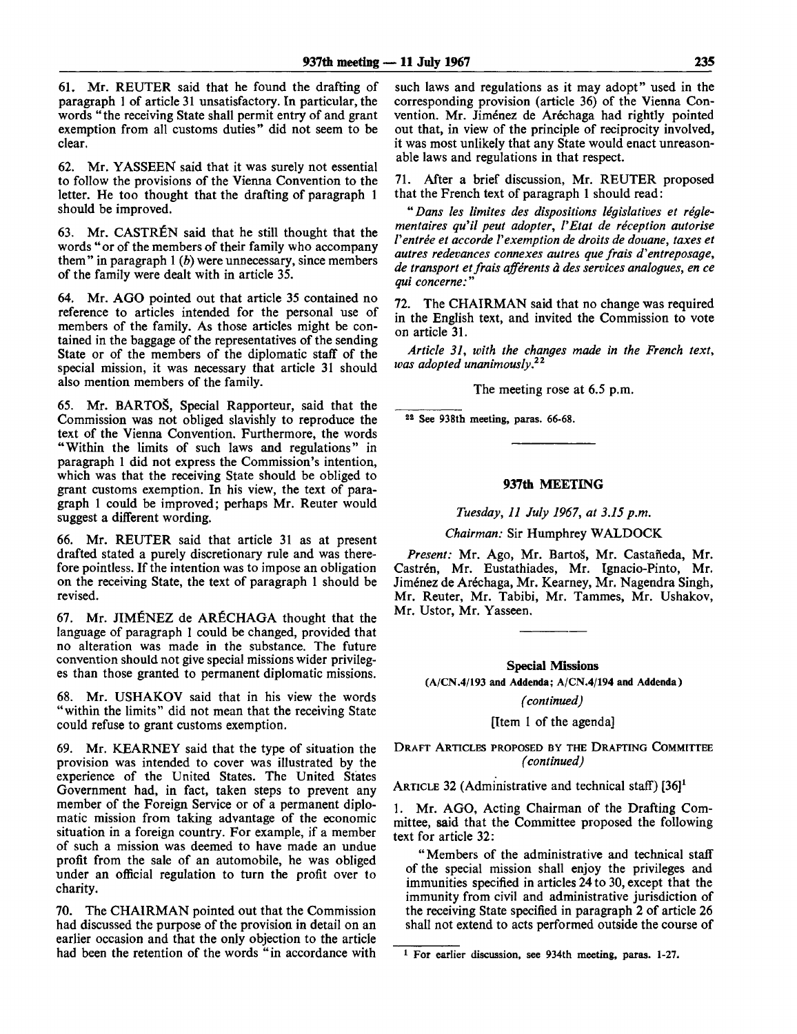61. Mr. REUTER said that he found the drafting of paragraph 1 of article 31 unsatisfactory. In particular, the words "the receiving State shall permit entry of and grant exemption from all customs duties" did not seem to be clear.

62. Mr. YASSEEN said that it was surely not essential to follow the provisions of the Vienna Convention to the letter. He too thought that the drafting of paragraph 1 should be improved.

63. Mr. CASTRÉN said that he still thought that the words "or of the members of their family who accompany them" in paragraph 1 (*b*) were unnecessary, since members of the family were dealt with in article 35.

64. Mr. AGO pointed out that article 35 contained no reference to articles intended for the personal use of members of the family. As those articles might be contained in the baggage of the representatives of the sending State or of the members of the diplomatic staff of the special mission, it was necessary that article 31 should also mention members of the family.

65. Mr. BARTOŠ, Special Rapporteur, said that the Commission was not obliged slavishly to reproduce the text of the Vienna Convention. Furthermore, the words "Within the limits of such laws and regulations" in paragraph 1 did not express the Commission's intention, which was that the receiving State should be obliged to grant customs exemption. In his view, the text of paragraph 1 could be improved; perhaps Mr. Reuter would suggest a different wording.

66. Mr. REUTER said that article 31 as at present drafted stated a purely discretionary rule and was therefore pointless. If the intention was to impose an obligation on the receiving State, the text of paragraph 1 should be revised.

67. Mr. JIMÉNEZ de ARÉCHAGA thought that the language of paragraph 1 could be changed, provided that no alteration was made in the substance. The future convention should not give special missions wider privileges than those granted to permanent diplomatic missions.

68. Mr. USHAKOV said that in his view the words "within the limits" did not mean that the receiving State could refuse to grant customs exemption.

69. Mr. KEARNEY said that the type of situation the provision was intended to cover was illustrated by the experience of the United States. The United States Government had, in fact, taken steps to prevent any member of the Foreign Service or of a permanent diplomatic mission from taking advantage of the economic situation in a foreign country. For example, if a member of such a mission was deemed to have made an undue profit from the sale of an automobile, he was obliged under an official regulation to turn the profit over to charity.

70. The CHAIRMAN pointed out that the Commission had discussed the purpose of the provision in detail on an earlier occasion and that the only objection to the article had been the retention of the words "in accordance with such laws and regulations as it may adopt" used in the corresponding provision (article 36) of the Vienna Convention. Mr. Jiménez de Aréchaga had rightly pointed out that, in view of the principle of reciprocity involved, it was most unlikely that any State would enact unreasonable laws and regulations in that respect.

71. After a brief discussion, Mr. REUTER proposed that the French text of paragraph 1 should read:

"*Dans les limites des dispositions législatives et réglementaires qu'il peut adopter, l'Etat de réception autorise l'entrée et accorde l'exemption de droits de douane, taxes et autres redevances connexes autres que frais d'entreposage, de transport et frais afférents à des services analogues, en ce qui concerne:*"

72. The CHAIRMAN said that no change was required in the English text, and invited the Commission to vote on article 31.

*Article 31, with the changes made in the French text, was adopted unanimously.*[22]

The meeting rose at 6.5 p.m.

[22] See 938th meeting, paras. 66-68.

---

## 937th MEETING

*Tuesday, 11 July 1967, at 3.15 p.m.*

*Chairman:* Sir Humphrey WALDOCK

*Present:* Mr. Ago, Mr. Bartoš, Mr. Castañeda, Mr. Castrén, Mr. Eustathiades, Mr. Ignacio-Pinto, Mr. Jiménez de Aréchaga, Mr. Kearney, Mr. Nagendra Singh, Mr. Reuter, Mr. Tabibi, Mr. Tammes, Mr. Ushakov, Mr. Ustor, Mr. Yasseen.

---

### Special Missions

**(A/CN.4/193 and Addenda; A/CN.4/194 and Addenda)**

*(continued)*

[Item 1 of the agenda]

DRAFT ARTICLES PROPOSED BY THE DRAFTING COMMITTEE *(continued)*

ARTICLE 32 (Administrative and technical staff) [36][1]

1. Mr. AGO, Acting Chairman of the Drafting Committee, said that the Committee proposed the following text for article 32:

"Members of the administrative and technical staff of the special mission shall enjoy the privileges and immunities specified in articles 24 to 30, except that the immunity from civil and administrative jurisdiction of the receiving State specified in paragraph 2 of article 26 shall not extend to acts performed outside the course of

[1] For earlier discussion, see 934th meeting, paras. 1-27.